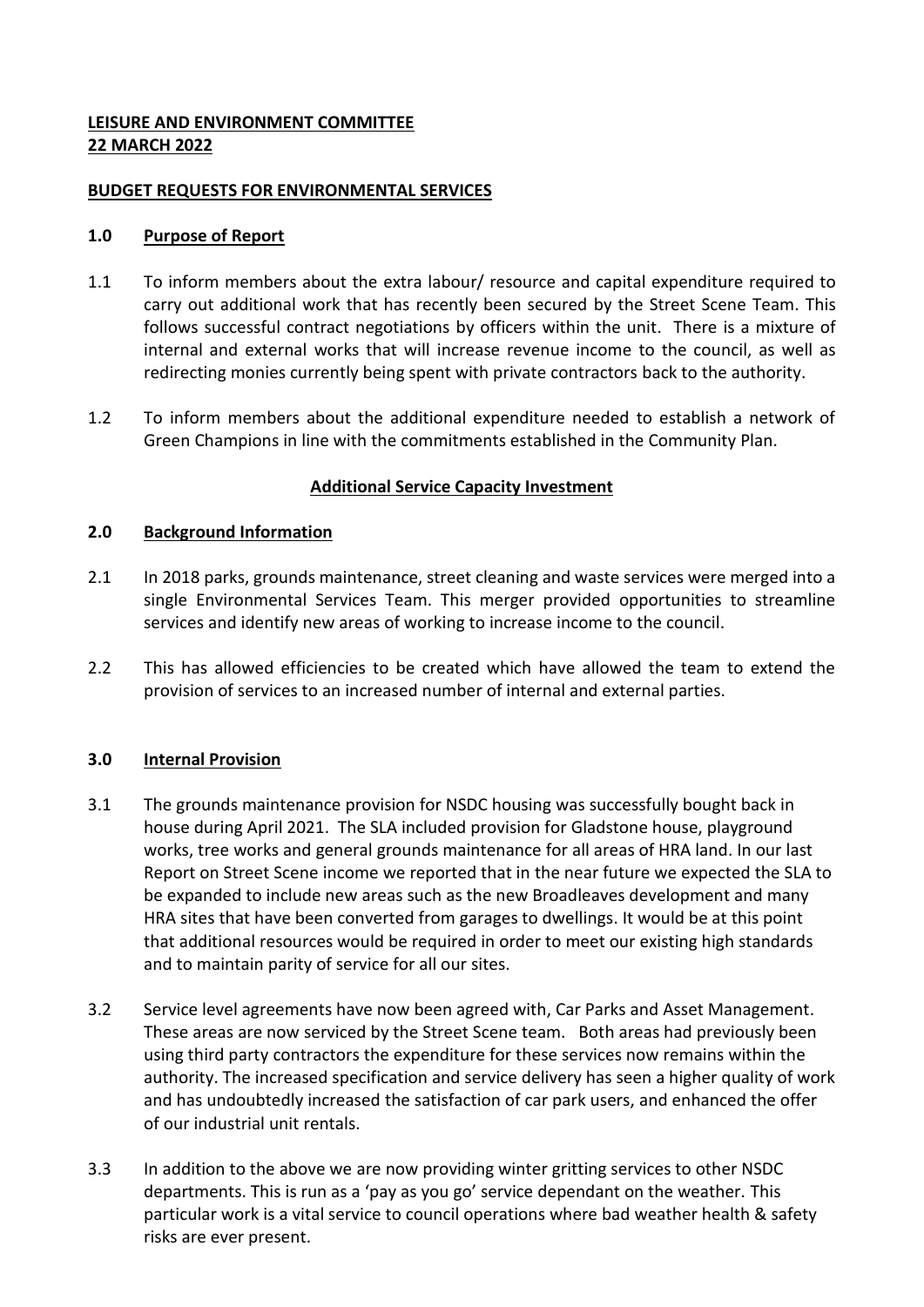**LEISURE AND ENVIRONMENT COMMITTEE**
**22 MARCH 2022**

**BUDGET REQUESTS FOR ENVIRONMENTAL SERVICES**

## 1.0 Purpose of Report

1.1 To inform members about the extra labour/ resource and capital expenditure required to carry out additional work that has recently been secured by the Street Scene Team. This follows successful contract negotiations by officers within the unit. There is a mixture of internal and external works that will increase revenue income to the council, as well as redirecting monies currently being spent with private contractors back to the authority.

1.2 To inform members about the additional expenditure needed to establish a network of Green Champions in line with the commitments established in the Community Plan.

## Additional Service Capacity Investment

## 2.0 Background Information

2.1 In 2018 parks, grounds maintenance, street cleaning and waste services were merged into a single Environmental Services Team. This merger provided opportunities to streamline services and identify new areas of working to increase income to the council.

2.2 This has allowed efficiencies to be created which have allowed the team to extend the provision of services to an increased number of internal and external parties.

## 3.0 Internal Provision

3.1 The grounds maintenance provision for NSDC housing was successfully bought back in house during April 2021. The SLA included provision for Gladstone house, playground works, tree works and general grounds maintenance for all areas of HRA land. In our last Report on Street Scene income we reported that in the near future we expected the SLA to be expanded to include new areas such as the new Broadleaves development and many HRA sites that have been converted from garages to dwellings. It would be at this point that additional resources would be required in order to meet our existing high standards and to maintain parity of service for all our sites.

3.2 Service level agreements have now been agreed with, Car Parks and Asset Management. These areas are now serviced by the Street Scene team. Both areas had previously been using third party contractors the expenditure for these services now remains within the authority. The increased specification and service delivery has seen a higher quality of work and has undoubtedly increased the satisfaction of car park users, and enhanced the offer of our industrial unit rentals.

3.3 In addition to the above we are now providing winter gritting services to other NSDC departments. This is run as a 'pay as you go' service dependant on the weather. This particular work is a vital service to council operations where bad weather health & safety risks are ever present.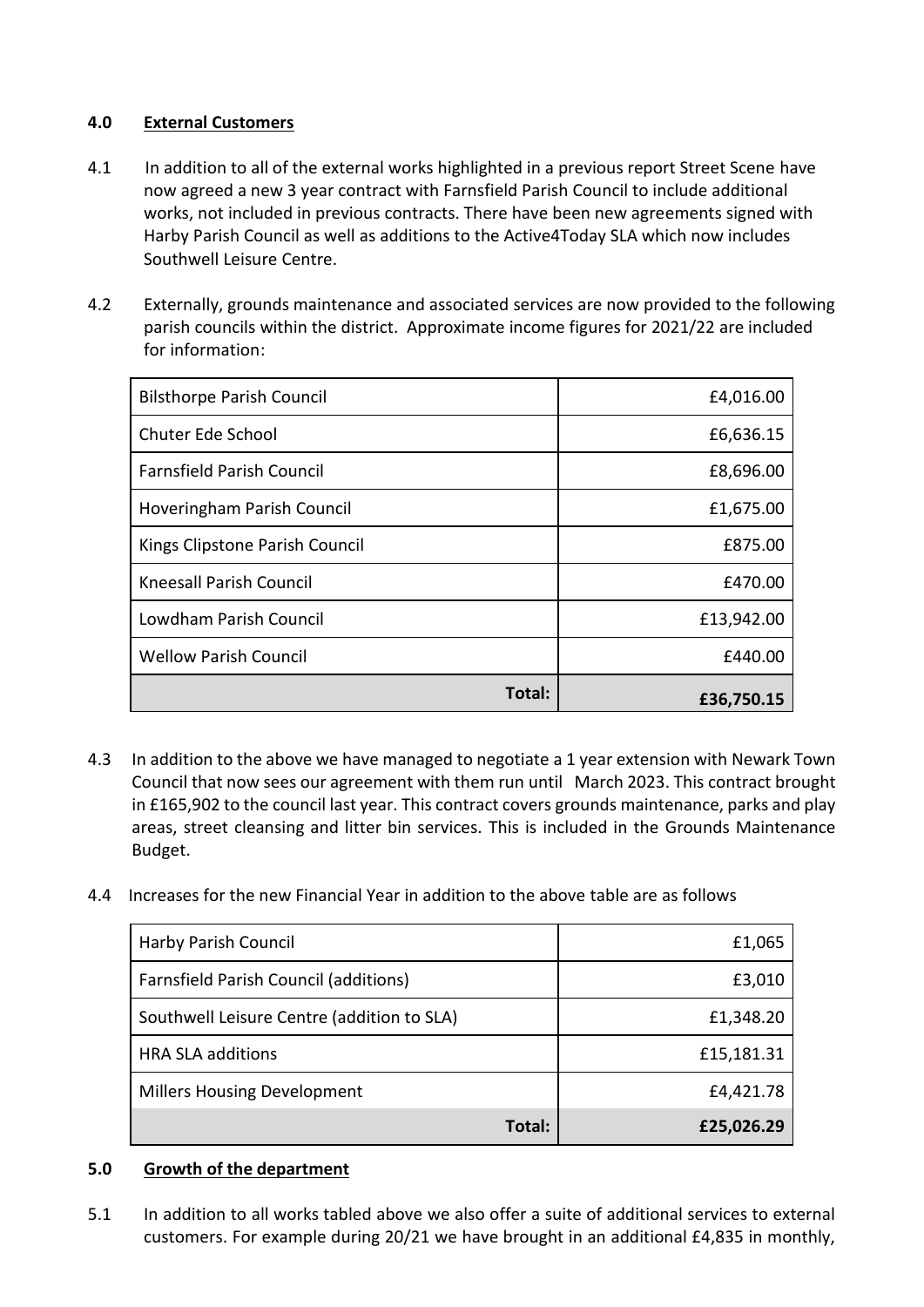## 4.0 External Customers

4.1 In addition to all of the external works highlighted in a previous report Street Scene have now agreed a new 3 year contract with Farnsfield Parish Council to include additional works, not included in previous contracts. There have been new agreements signed with Harby Parish Council as well as additions to the Active4Today SLA which now includes Southwell Leisure Centre.

4.2 Externally, grounds maintenance and associated services are now provided to the following parish councils within the district. Approximate income figures for 2021/22 are included for information:

| | |
|---|---:|
| Bilsthorpe Parish Council | £4,016.00 |
| Chuter Ede School | £6,636.15 |
| Farnsfield Parish Council | £8,696.00 |
| Hoveringham Parish Council | £1,675.00 |
| Kings Clipstone Parish Council | £875.00 |
| Kneesall Parish Council | £470.00 |
| Lowdham Parish Council | £13,942.00 |
| Wellow Parish Council | £440.00 |
| **Total:** | **£36,750.15** |

4.3 In addition to the above we have managed to negotiate a 1 year extension with Newark Town Council that now sees our agreement with them run until March 2023. This contract brought in £165,902 to the council last year. This contract covers grounds maintenance, parks and play areas, street cleansing and litter bin services. This is included in the Grounds Maintenance Budget.

4.4 Increases for the new Financial Year in addition to the above table are as follows

| | |
|---|---:|
| Harby Parish Council | £1,065 |
| Farnsfield Parish Council (additions) | £3,010 |
| Southwell Leisure Centre (addition to SLA) | £1,348.20 |
| HRA SLA additions | £15,181.31 |
| Millers Housing Development | £4,421.78 |
| **Total:** | **£25,026.29** |

## 5.0 Growth of the department

5.1 In addition to all works tabled above we also offer a suite of additional services to external customers. For example during 20/21 we have brought in an additional £4,835 in monthly,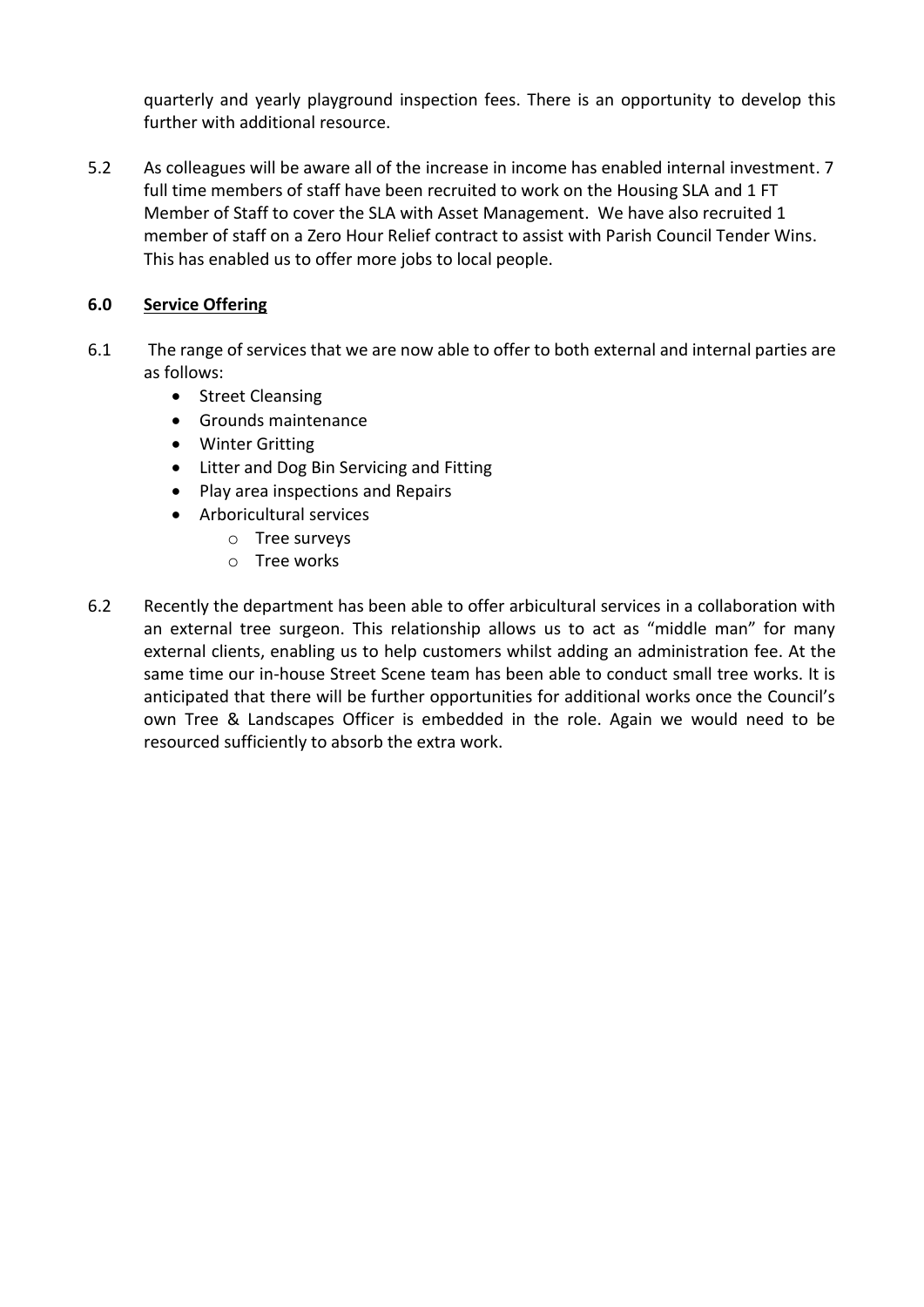quarterly and yearly playground inspection fees. There is an opportunity to develop this further with additional resource.

5.2 As colleagues will be aware all of the increase in income has enabled internal investment. 7 full time members of staff have been recruited to work on the Housing SLA and 1 FT Member of Staff to cover the SLA with Asset Management. We have also recruited 1 member of staff on a Zero Hour Relief contract to assist with Parish Council Tender Wins. This has enabled us to offer more jobs to local people.

## 6.0 Service Offering

6.1 The range of services that we are now able to offer to both external and internal parties are as follows:

- Street Cleansing
- Grounds maintenance
- Winter Gritting
- Litter and Dog Bin Servicing and Fitting
- Play area inspections and Repairs
- Arboricultural services
  - Tree surveys
  - Tree works

6.2 Recently the department has been able to offer arbicultural services in a collaboration with an external tree surgeon. This relationship allows us to act as "middle man" for many external clients, enabling us to help customers whilst adding an administration fee. At the same time our in-house Street Scene team has been able to conduct small tree works. It is anticipated that there will be further opportunities for additional works once the Council's own Tree & Landscapes Officer is embedded in the role. Again we would need to be resourced sufficiently to absorb the extra work.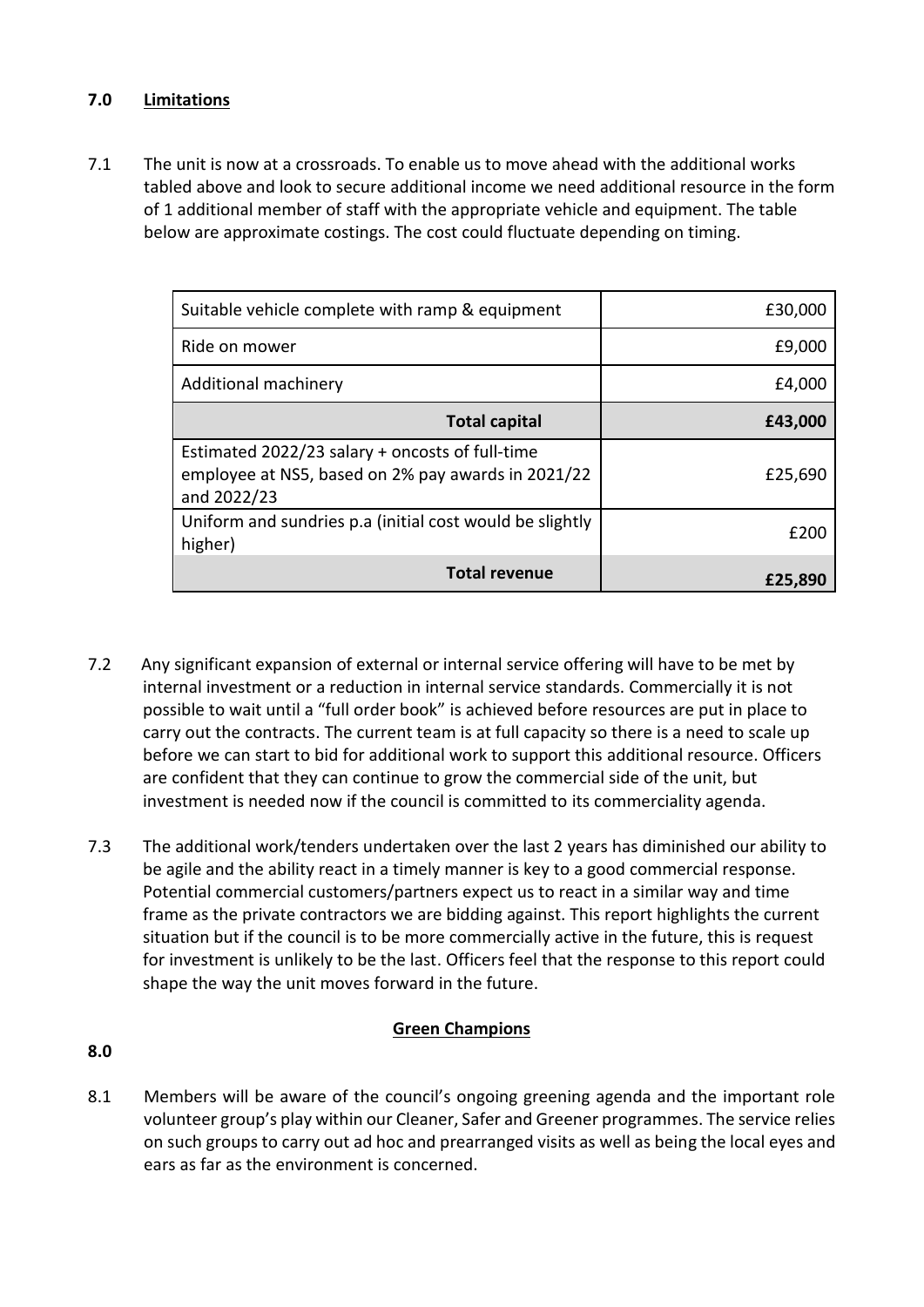## 7.0 Limitations

7.1 The unit is now at a crossroads. To enable us to move ahead with the additional works tabled above and look to secure additional income we need additional resource in the form of 1 additional member of staff with the appropriate vehicle and equipment. The table below are approximate costings. The cost could fluctuate depending on timing.

| | |
|---|---|
| Suitable vehicle complete with ramp & equipment | £30,000 |
| Ride on mower | £9,000 |
| Additional machinery | £4,000 |
| **Total capital** | **£43,000** |
| Estimated 2022/23 salary + oncosts of full-time employee at NS5, based on 2% pay awards in 2021/22 and 2022/23 | £25,690 |
| Uniform and sundries p.a (initial cost would be slightly higher) | £200 |
| **Total revenue** | **£25,890** |

7.2 Any significant expansion of external or internal service offering will have to be met by internal investment or a reduction in internal service standards. Commercially it is not possible to wait until a "full order book" is achieved before resources are put in place to carry out the contracts. The current team is at full capacity so there is a need to scale up before we can start to bid for additional work to support this additional resource. Officers are confident that they can continue to grow the commercial side of the unit, but investment is needed now if the council is committed to its commerciality agenda.

7.3 The additional work/tenders undertaken over the last 2 years has diminished our ability to be agile and the ability react in a timely manner is key to a good commercial response. Potential commercial customers/partners expect us to react in a similar way and time frame as the private contractors we are bidding against. This report highlights the current situation but if the council is to be more commercially active in the future, this is request for investment is unlikely to be the last. Officers feel that the response to this report could shape the way the unit moves forward in the future.

## 8.0 Green Champions

8.1 Members will be aware of the council's ongoing greening agenda and the important role volunteer group's play within our Cleaner, Safer and Greener programmes. The service relies on such groups to carry out ad hoc and prearranged visits as well as being the local eyes and ears as far as the environment is concerned.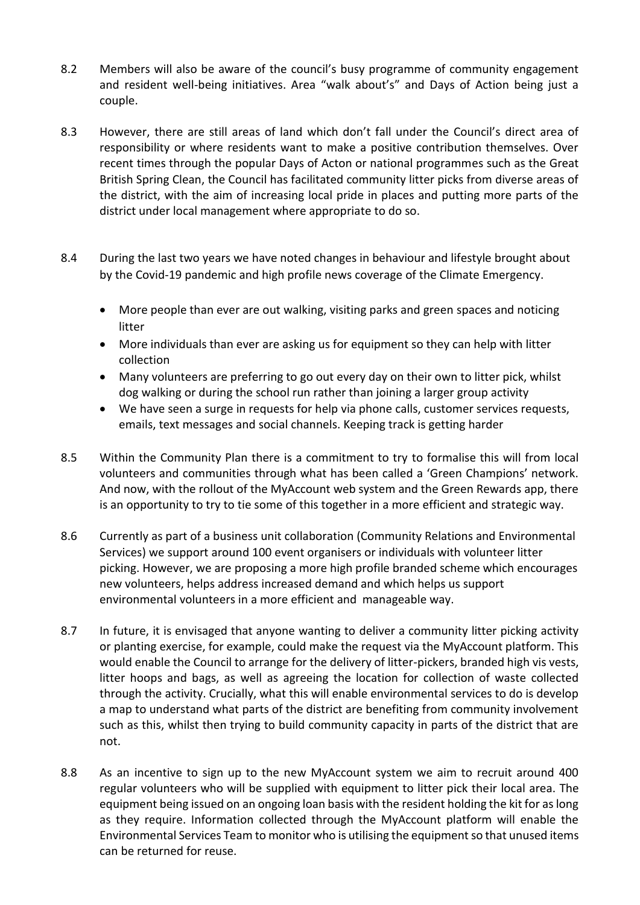8.2 Members will also be aware of the council's busy programme of community engagement and resident well-being initiatives. Area "walk about's" and Days of Action being just a couple.

8.3 However, there are still areas of land which don't fall under the Council's direct area of responsibility or where residents want to make a positive contribution themselves. Over recent times through the popular Days of Acton or national programmes such as the Great British Spring Clean, the Council has facilitated community litter picks from diverse areas of the district, with the aim of increasing local pride in places and putting more parts of the district under local management where appropriate to do so.

8.4 During the last two years we have noted changes in behaviour and lifestyle brought about by the Covid-19 pandemic and high profile news coverage of the Climate Emergency.

- More people than ever are out walking, visiting parks and green spaces and noticing litter
- More individuals than ever are asking us for equipment so they can help with litter collection
- Many volunteers are preferring to go out every day on their own to litter pick, whilst dog walking or during the school run rather than joining a larger group activity
- We have seen a surge in requests for help via phone calls, customer services requests, emails, text messages and social channels. Keeping track is getting harder

8.5 Within the Community Plan there is a commitment to try to formalise this will from local volunteers and communities through what has been called a 'Green Champions' network. And now, with the rollout of the MyAccount web system and the Green Rewards app, there is an opportunity to try to tie some of this together in a more efficient and strategic way.

8.6 Currently as part of a business unit collaboration (Community Relations and Environmental Services) we support around 100 event organisers or individuals with volunteer litter picking. However, we are proposing a more high profile branded scheme which encourages new volunteers, helps address increased demand and which helps us support environmental volunteers in a more efficient and manageable way.

8.7 In future, it is envisaged that anyone wanting to deliver a community litter picking activity or planting exercise, for example, could make the request via the MyAccount platform. This would enable the Council to arrange for the delivery of litter-pickers, branded high vis vests, litter hoops and bags, as well as agreeing the location for collection of waste collected through the activity. Crucially, what this will enable environmental services to do is develop a map to understand what parts of the district are benefiting from community involvement such as this, whilst then trying to build community capacity in parts of the district that are not.

8.8 As an incentive to sign up to the new MyAccount system we aim to recruit around 400 regular volunteers who will be supplied with equipment to litter pick their local area. The equipment being issued on an ongoing loan basis with the resident holding the kit for as long as they require. Information collected through the MyAccount platform will enable the Environmental Services Team to monitor who is utilising the equipment so that unused items can be returned for reuse.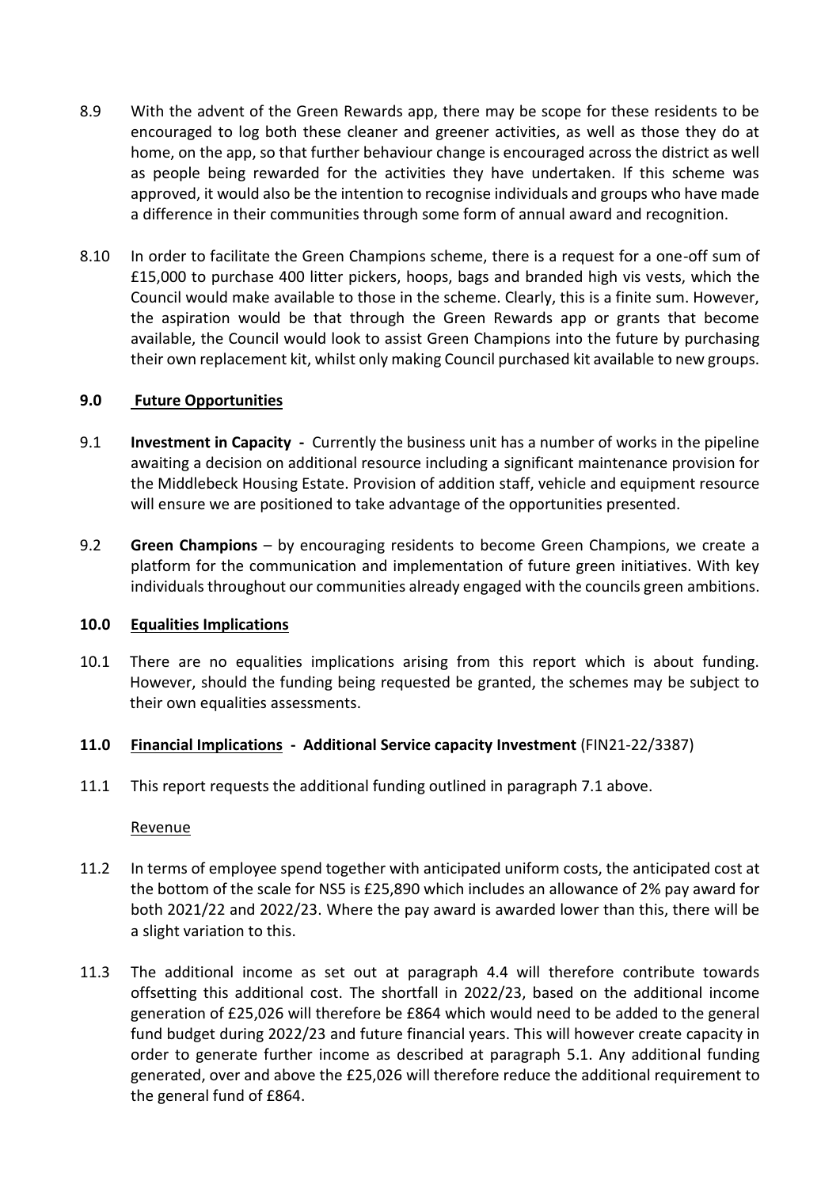8.9 With the advent of the Green Rewards app, there may be scope for these residents to be encouraged to log both these cleaner and greener activities, as well as those they do at home, on the app, so that further behaviour change is encouraged across the district as well as people being rewarded for the activities they have undertaken. If this scheme was approved, it would also be the intention to recognise individuals and groups who have made a difference in their communities through some form of annual award and recognition.

8.10 In order to facilitate the Green Champions scheme, there is a request for a one-off sum of £15,000 to purchase 400 litter pickers, hoops, bags and branded high vis vests, which the Council would make available to those in the scheme. Clearly, this is a finite sum. However, the aspiration would be that through the Green Rewards app or grants that become available, the Council would look to assist Green Champions into the future by purchasing their own replacement kit, whilst only making Council purchased kit available to new groups.

## 9.0 Future Opportunities

9.1 **Investment in Capacity -** Currently the business unit has a number of works in the pipeline awaiting a decision on additional resource including a significant maintenance provision for the Middlebeck Housing Estate. Provision of addition staff, vehicle and equipment resource will ensure we are positioned to take advantage of the opportunities presented.

9.2 **Green Champions** – by encouraging residents to become Green Champions, we create a platform for the communication and implementation of future green initiatives. With key individuals throughout our communities already engaged with the councils green ambitions.

## 10.0 Equalities Implications

10.1 There are no equalities implications arising from this report which is about funding. However, should the funding being requested be granted, the schemes may be subject to their own equalities assessments.

## 11.0 Financial Implications - Additional Service capacity Investment (FIN21-22/3387)

11.1 This report requests the additional funding outlined in paragraph 7.1 above.

Revenue

11.2 In terms of employee spend together with anticipated uniform costs, the anticipated cost at the bottom of the scale for NS5 is £25,890 which includes an allowance of 2% pay award for both 2021/22 and 2022/23. Where the pay award is awarded lower than this, there will be a slight variation to this.

11.3 The additional income as set out at paragraph 4.4 will therefore contribute towards offsetting this additional cost. The shortfall in 2022/23, based on the additional income generation of £25,026 will therefore be £864 which would need to be added to the general fund budget during 2022/23 and future financial years. This will however create capacity in order to generate further income as described at paragraph 5.1. Any additional funding generated, over and above the £25,026 will therefore reduce the additional requirement to the general fund of £864.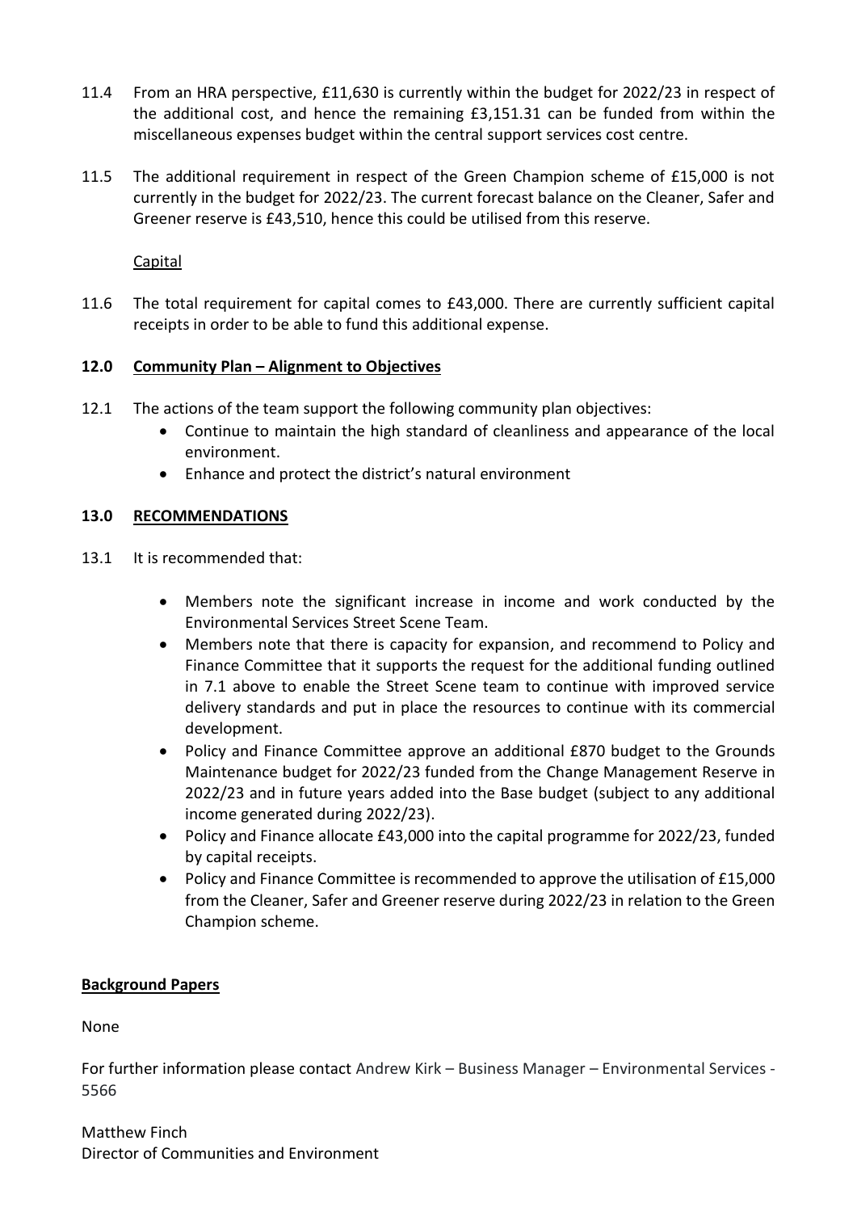11.4 From an HRA perspective, £11,630 is currently within the budget for 2022/23 in respect of the additional cost, and hence the remaining £3,151.31 can be funded from within the miscellaneous expenses budget within the central support services cost centre.

11.5 The additional requirement in respect of the Green Champion scheme of £15,000 is not currently in the budget for 2022/23. The current forecast balance on the Cleaner, Safer and Greener reserve is £43,510, hence this could be utilised from this reserve.

Capital

11.6 The total requirement for capital comes to £43,000. There are currently sufficient capital receipts in order to be able to fund this additional expense.

## 12.0 Community Plan – Alignment to Objectives

12.1 The actions of the team support the following community plan objectives:

- Continue to maintain the high standard of cleanliness and appearance of the local environment.
- Enhance and protect the district's natural environment

## 13.0 RECOMMENDATIONS

13.1 It is recommended that:

- Members note the significant increase in income and work conducted by the Environmental Services Street Scene Team.
- Members note that there is capacity for expansion, and recommend to Policy and Finance Committee that it supports the request for the additional funding outlined in 7.1 above to enable the Street Scene team to continue with improved service delivery standards and put in place the resources to continue with its commercial development.
- Policy and Finance Committee approve an additional £870 budget to the Grounds Maintenance budget for 2022/23 funded from the Change Management Reserve in 2022/23 and in future years added into the Base budget (subject to any additional income generated during 2022/23).
- Policy and Finance allocate £43,000 into the capital programme for 2022/23, funded by capital receipts.
- Policy and Finance Committee is recommended to approve the utilisation of £15,000 from the Cleaner, Safer and Greener reserve during 2022/23 in relation to the Green Champion scheme.

**Background Papers**

None

For further information please contact Andrew Kirk – Business Manager – Environmental Services - 5566

Matthew Finch
Director of Communities and Environment